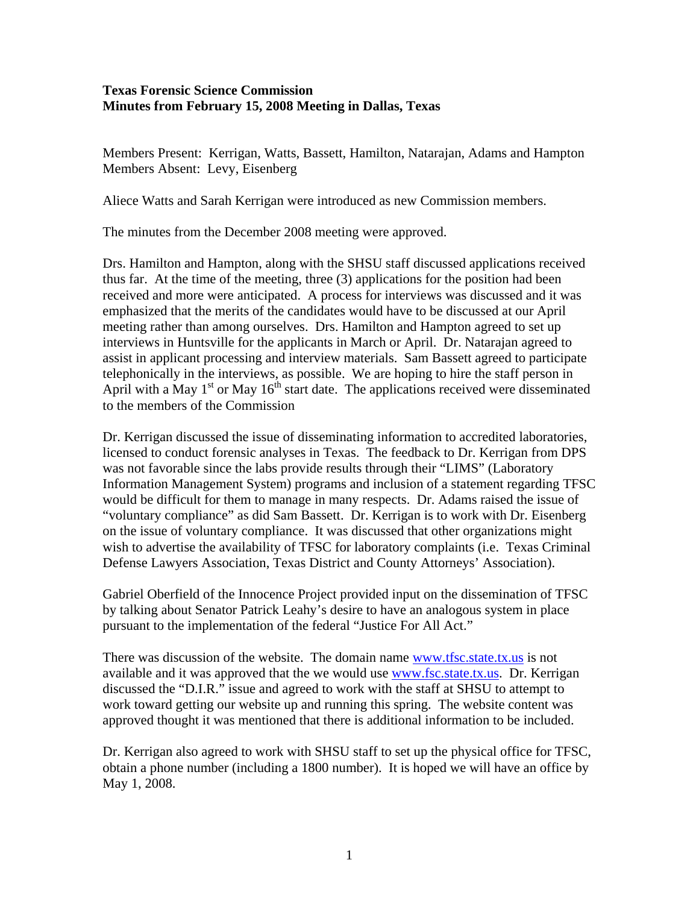**Texas Forensic Science Commission**
**Minutes from February 15, 2008 Meeting in Dallas, Texas**

Members Present: Kerrigan, Watts, Bassett, Hamilton, Natarajan, Adams and Hampton
Members Absent: Levy, Eisenberg

Aliece Watts and Sarah Kerrigan were introduced as new Commission members.

The minutes from the December 2008 meeting were approved.

Drs. Hamilton and Hampton, along with the SHSU staff discussed applications received thus far. At the time of the meeting, three (3) applications for the position had been received and more were anticipated. A process for interviews was discussed and it was emphasized that the merits of the candidates would have to be discussed at our April meeting rather than among ourselves. Drs. Hamilton and Hampton agreed to set up interviews in Huntsville for the applicants in March or April. Dr. Natarajan agreed to assist in applicant processing and interview materials. Sam Bassett agreed to participate telephonically in the interviews, as possible. We are hoping to hire the staff person in April with a May 1st or May 16th start date. The applications received were disseminated to the members of the Commission

Dr. Kerrigan discussed the issue of disseminating information to accredited laboratories, licensed to conduct forensic analyses in Texas. The feedback to Dr. Kerrigan from DPS was not favorable since the labs provide results through their "LIMS" (Laboratory Information Management System) programs and inclusion of a statement regarding TFSC would be difficult for them to manage in many respects. Dr. Adams raised the issue of "voluntary compliance" as did Sam Bassett. Dr. Kerrigan is to work with Dr. Eisenberg on the issue of voluntary compliance. It was discussed that other organizations might wish to advertise the availability of TFSC for laboratory complaints (i.e. Texas Criminal Defense Lawyers Association, Texas District and County Attorneys' Association).

Gabriel Oberfield of the Innocence Project provided input on the dissemination of TFSC by talking about Senator Patrick Leahy's desire to have an analogous system in place pursuant to the implementation of the federal "Justice For All Act."

There was discussion of the website. The domain name www.tfsc.state.tx.us is not available and it was approved that the we would use www.fsc.state.tx.us. Dr. Kerrigan discussed the "D.I.R." issue and agreed to work with the staff at SHSU to attempt to work toward getting our website up and running this spring. The website content was approved thought it was mentioned that there is additional information to be included.

Dr. Kerrigan also agreed to work with SHSU staff to set up the physical office for TFSC, obtain a phone number (including a 1800 number). It is hoped we will have an office by May 1, 2008.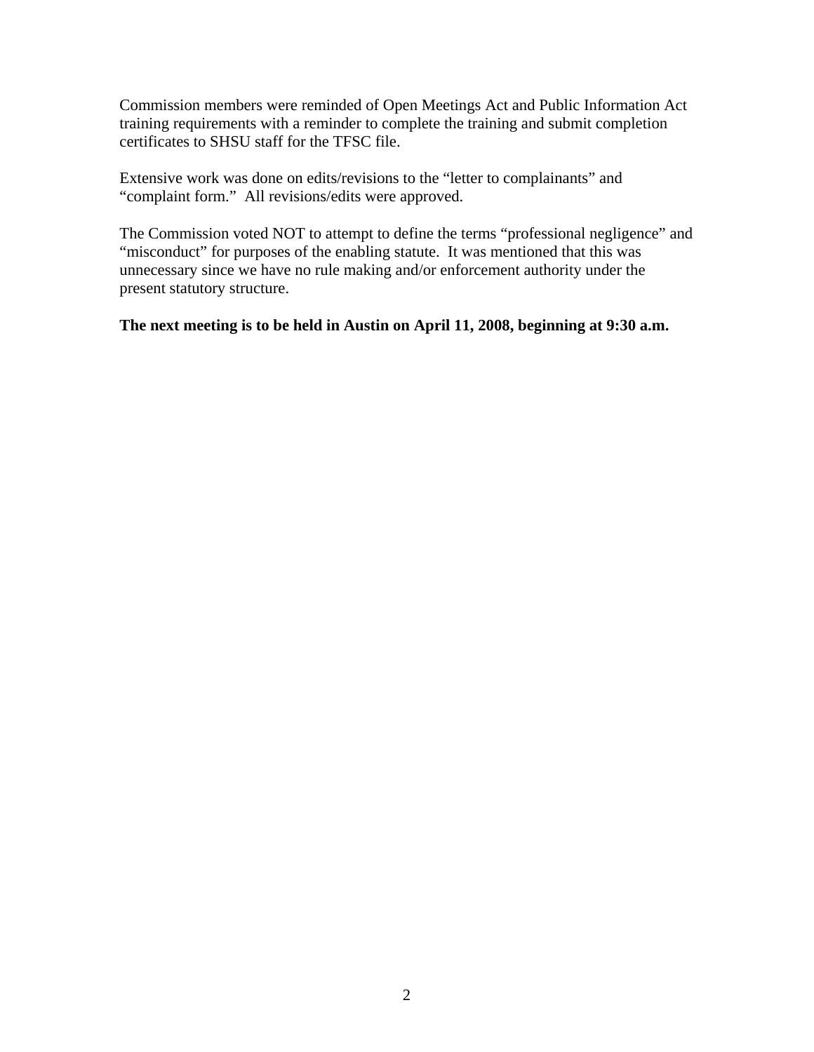Commission members were reminded of Open Meetings Act and Public Information Act training requirements with a reminder to complete the training and submit completion certificates to SHSU staff for the TFSC file.

Extensive work was done on edits/revisions to the "letter to complainants" and "complaint form." All revisions/edits were approved.

The Commission voted NOT to attempt to define the terms "professional negligence" and "misconduct" for purposes of the enabling statute. It was mentioned that this was unnecessary since we have no rule making and/or enforcement authority under the present statutory structure.

**The next meeting is to be held in Austin on April 11, 2008, beginning at 9:30 a.m.**